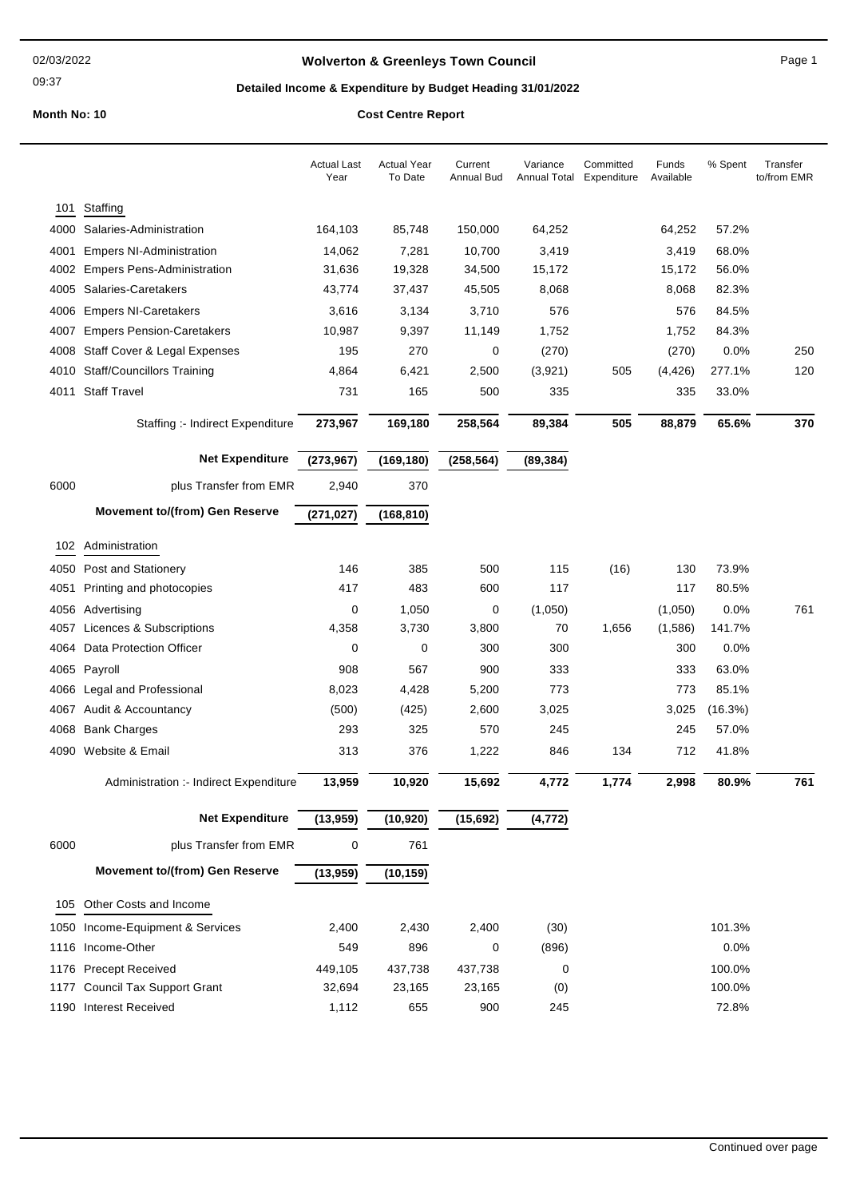# Wolverton & Greenleys Town Council

## Detailed Income & Expenditure by Budget Heading 31/01/2022

**Month No: 10** — **Cost Centre Report**

| | | Actual Last Year | Actual Year To Date | Current Annual Bud | Variance Annual Total | Committed Expenditure | Funds Available | % Spent | Transfer to/from EMR |
|---|---|---|---|---|---|---|---|---|---|
| **101** | **Staffing** | | | | | | | | |
| 4000 | Salaries-Administration | 164,103 | 85,748 | 150,000 | 64,252 | | 64,252 | 57.2% | |
| 4001 | Empers NI-Administration | 14,062 | 7,281 | 10,700 | 3,419 | | 3,419 | 68.0% | |
| 4002 | Empers Pens-Administration | 31,636 | 19,328 | 34,500 | 15,172 | | 15,172 | 56.0% | |
| 4005 | Salaries-Caretakers | 43,774 | 37,437 | 45,505 | 8,068 | | 8,068 | 82.3% | |
| 4006 | Empers NI-Caretakers | 3,616 | 3,134 | 3,710 | 576 | | 576 | 84.5% | |
| 4007 | Empers Pension-Caretakers | 10,987 | 9,397 | 11,149 | 1,752 | | 1,752 | 84.3% | |
| 4008 | Staff Cover & Legal Expenses | 195 | 270 | 0 | (270) | | (270) | 0.0% | 250 |
| 4010 | Staff/Councillors Training | 4,864 | 6,421 | 2,500 | (3,921) | 505 | (4,426) | 277.1% | 120 |
| 4011 | Staff Travel | 731 | 165 | 500 | 335 | | 335 | 33.0% | |
| | Staffing :- Indirect Expenditure | **273,967** | **169,180** | **258,564** | **89,384** | **505** | **88,879** | **65.6%** | **370** |
| | **Net Expenditure** | **(273,967)** | **(169,180)** | **(258,564)** | **(89,384)** | | | | |
| 6000 | plus Transfer from EMR | 2,940 | 370 | | | | | | |
| | **Movement to/(from) Gen Reserve** | **(271,027)** | **(168,810)** | | | | | | |
| **102** | **Administration** | | | | | | | | |
| 4050 | Post and Stationery | 146 | 385 | 500 | 115 | (16) | 130 | 73.9% | |
| 4051 | Printing and photocopies | 417 | 483 | 600 | 117 | | 117 | 80.5% | |
| 4056 | Advertising | 0 | 1,050 | 0 | (1,050) | | (1,050) | 0.0% | 761 |
| 4057 | Licences & Subscriptions | 4,358 | 3,730 | 3,800 | 70 | 1,656 | (1,586) | 141.7% | |
| 4064 | Data Protection Officer | 0 | 0 | 300 | 300 | | 300 | 0.0% | |
| 4065 | Payroll | 908 | 567 | 900 | 333 | | 333 | 63.0% | |
| 4066 | Legal and Professional | 8,023 | 4,428 | 5,200 | 773 | | 773 | 85.1% | |
| 4067 | Audit & Accountancy | (500) | (425) | 2,600 | 3,025 | | 3,025 | (16.3%) | |
| 4068 | Bank Charges | 293 | 325 | 570 | 245 | | 245 | 57.0% | |
| 4090 | Website & Email | 313 | 376 | 1,222 | 846 | 134 | 712 | 41.8% | |
| | Administration :- Indirect Expenditure | **13,959** | **10,920** | **15,692** | **4,772** | **1,774** | **2,998** | **80.9%** | **761** |
| | **Net Expenditure** | **(13,959)** | **(10,920)** | **(15,692)** | **(4,772)** | | | | |
| 6000 | plus Transfer from EMR | 0 | 761 | | | | | | |
| | **Movement to/(from) Gen Reserve** | **(13,959)** | **(10,159)** | | | | | | |
| **105** | **Other Costs and Income** | | | | | | | | |
| 1050 | Income-Equipment & Services | 2,400 | 2,430 | 2,400 | (30) | | | 101.3% | |
| 1116 | Income-Other | 549 | 896 | 0 | (896) | | | 0.0% | |
| 1176 | Precept Received | 449,105 | 437,738 | 437,738 | 0 | | | 100.0% | |
| 1177 | Council Tax Support Grant | 32,694 | 23,165 | 23,165 | (0) | | | 100.0% | |
| 1190 | Interest Received | 1,112 | 655 | 900 | 245 | | | 72.8% | |

Continued over page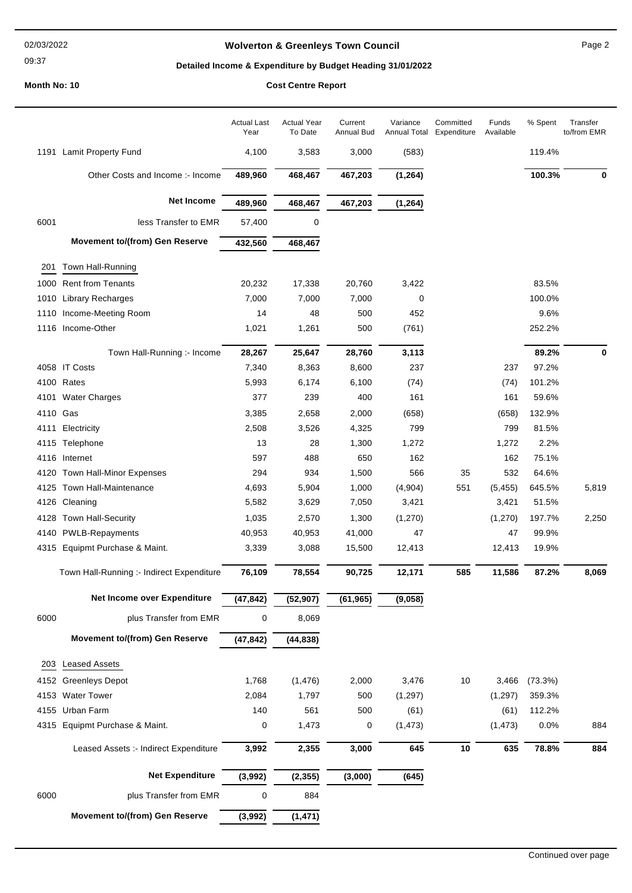# Wolverton & Greenleys Town Council

**Detailed Income & Expenditure by Budget Heading 31/01/2022**

**Month No: 10** **Cost Centre Report**

| | | Actual Last Year | Actual Year To Date | Current Annual Bud | Variance Annual Total | Committed Expenditure | Funds Available | % Spent | Transfer to/from EMR |
|---|---|---|---|---|---|---|---|---|---|
| 1191 | Lamit Property Fund | 4,100 | 3,583 | 3,000 | (583) | | | 119.4% | |
| | Other Costs and Income :- Income | **489,960** | **468,467** | **467,203** | **(1,264)** | | | **100.3%** | **0** |
| | **Net Income** | **489,960** | **468,467** | **467,203** | **(1,264)** | | | | |
| 6001 | less Transfer to EMR | 57,400 | 0 | | | | | | |
| | **Movement to/(from) Gen Reserve** | **432,560** | **468,467** | | | | | | |
| 201 | Town Hall-Running | | | | | | | | |
| 1000 | Rent from Tenants | 20,232 | 17,338 | 20,760 | 3,422 | | | 83.5% | |
| 1010 | Library Recharges | 7,000 | 7,000 | 7,000 | 0 | | | 100.0% | |
| 1110 | Income-Meeting Room | 14 | 48 | 500 | 452 | | | 9.6% | |
| 1116 | Income-Other | 1,021 | 1,261 | 500 | (761) | | | 252.2% | |
| | Town Hall-Running :- Income | **28,267** | **25,647** | **28,760** | **3,113** | | | **89.2%** | **0** |
| 4058 | IT Costs | 7,340 | 8,363 | 8,600 | 237 | | 237 | 97.2% | |
| 4100 | Rates | 5,993 | 6,174 | 6,100 | (74) | | (74) | 101.2% | |
| 4101 | Water Charges | 377 | 239 | 400 | 161 | | 161 | 59.6% | |
| 4110 | Gas | 3,385 | 2,658 | 2,000 | (658) | | (658) | 132.9% | |
| 4111 | Electricity | 2,508 | 3,526 | 4,325 | 799 | | 799 | 81.5% | |
| 4115 | Telephone | 13 | 28 | 1,300 | 1,272 | | 1,272 | 2.2% | |
| 4116 | Internet | 597 | 488 | 650 | 162 | | 162 | 75.1% | |
| 4120 | Town Hall-Minor Expenses | 294 | 934 | 1,500 | 566 | 35 | 532 | 64.6% | |
| 4125 | Town Hall-Maintenance | 4,693 | 5,904 | 1,000 | (4,904) | 551 | (5,455) | 645.5% | 5,819 |
| 4126 | Cleaning | 5,582 | 3,629 | 7,050 | 3,421 | | 3,421 | 51.5% | |
| 4128 | Town Hall-Security | 1,035 | 2,570 | 1,300 | (1,270) | | (1,270) | 197.7% | 2,250 |
| 4140 | PWLB-Repayments | 40,953 | 40,953 | 41,000 | 47 | | 47 | 99.9% | |
| 4315 | Equipmt Purchase & Maint. | 3,339 | 3,088 | 15,500 | 12,413 | | 12,413 | 19.9% | |
| | Town Hall-Running :- Indirect Expenditure | **76,109** | **78,554** | **90,725** | **12,171** | **585** | **11,586** | **87.2%** | **8,069** |
| | **Net Income over Expenditure** | **(47,842)** | **(52,907)** | **(61,965)** | **(9,058)** | | | | |
| 6000 | plus Transfer from EMR | 0 | 8,069 | | | | | | |
| | **Movement to/(from) Gen Reserve** | **(47,842)** | **(44,838)** | | | | | | |
| 203 | Leased Assets | | | | | | | | |
| 4152 | Greenleys Depot | 1,768 | (1,476) | 2,000 | 3,476 | 10 | 3,466 | (73.3%) | |
| 4153 | Water Tower | 2,084 | 1,797 | 500 | (1,297) | | (1,297) | 359.3% | |
| 4155 | Urban Farm | 140 | 561 | 500 | (61) | | (61) | 112.2% | |
| 4315 | Equipmt Purchase & Maint. | 0 | 1,473 | 0 | (1,473) | | (1,473) | 0.0% | 884 |
| | Leased Assets :- Indirect Expenditure | **3,992** | **2,355** | **3,000** | **645** | **10** | **635** | **78.8%** | **884** |
| | **Net Expenditure** | **(3,992)** | **(2,355)** | **(3,000)** | **(645)** | | | | |
| 6000 | plus Transfer from EMR | 0 | 884 | | | | | | |
| | **Movement to/(from) Gen Reserve** | **(3,992)** | **(1,471)** | | | | | | |

Continued over page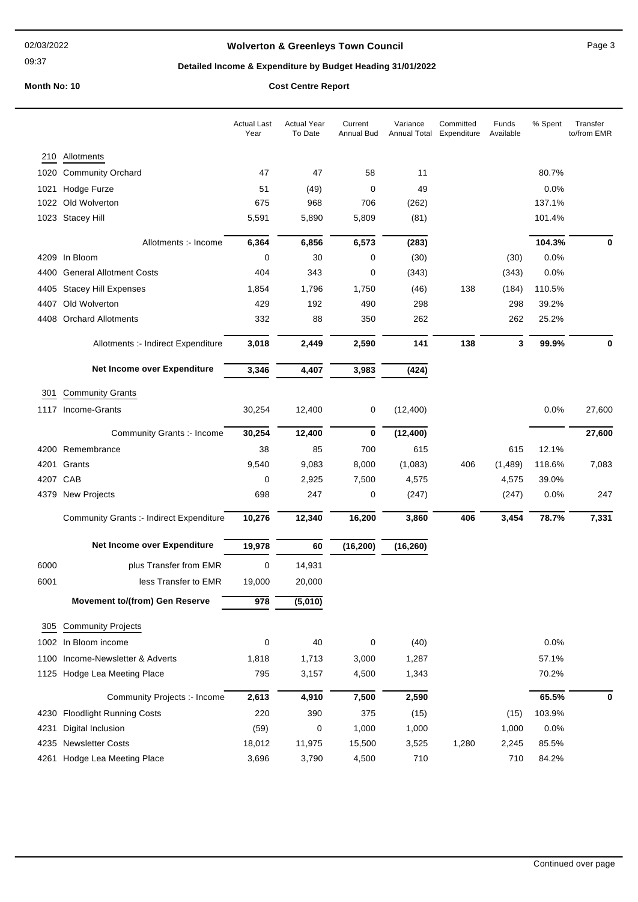# Wolverton & Greenleys Town Council

## Detailed Income & Expenditure by Budget Heading 31/01/2022

**Month No: 10** — **Cost Centre Report**

| Code | | Actual Last Year | Actual Year To Date | Current Annual Bud | Variance Annual Total | Committed Expenditure | Funds Available | % Spent | Transfer to/from EMR |
|---|---|---|---|---|---|---|---|---|---|
| 210 | Allotments | | | | | | | | |
| 1020 | Community Orchard | 47 | 47 | 58 | 11 | | | 80.7% | |
| 1021 | Hodge Furze | 51 | (49) | 0 | 49 | | | 0.0% | |
| 1022 | Old Wolverton | 675 | 968 | 706 | (262) | | | 137.1% | |
| 1023 | Stacey Hill | 5,591 | 5,890 | 5,809 | (81) | | | 101.4% | |
| | Allotments :- Income | **6,364** | **6,856** | **6,573** | **(283)** | | | **104.3%** | **0** |
| 4209 | In Bloom | 0 | 30 | 0 | (30) | | (30) | 0.0% | |
| 4400 | General Allotment Costs | 404 | 343 | 0 | (343) | | (343) | 0.0% | |
| 4405 | Stacey Hill Expenses | 1,854 | 1,796 | 1,750 | (46) | 138 | (184) | 110.5% | |
| 4407 | Old Wolverton | 429 | 192 | 490 | 298 | | 298 | 39.2% | |
| 4408 | Orchard Allotments | 332 | 88 | 350 | 262 | | 262 | 25.2% | |
| | Allotments :- Indirect Expenditure | **3,018** | **2,449** | **2,590** | **141** | **138** | **3** | **99.9%** | **0** |
| | **Net Income over Expenditure** | **3,346** | **4,407** | **3,983** | **(424)** | | | | |
| 301 | Community Grants | | | | | | | | |
| 1117 | Income-Grants | 30,254 | 12,400 | 0 | (12,400) | | | 0.0% | 27,600 |
| | Community Grants :- Income | **30,254** | **12,400** | **0** | **(12,400)** | | | | **27,600** |
| 4200 | Remembrance | 38 | 85 | 700 | 615 | | 615 | 12.1% | |
| 4201 | Grants | 9,540 | 9,083 | 8,000 | (1,083) | 406 | (1,489) | 118.6% | 7,083 |
| 4207 | CAB | 0 | 2,925 | 7,500 | 4,575 | | 4,575 | 39.0% | |
| 4379 | New Projects | 698 | 247 | 0 | (247) | | (247) | 0.0% | 247 |
| | Community Grants :- Indirect Expenditure | **10,276** | **12,340** | **16,200** | **3,860** | **406** | **3,454** | **78.7%** | **7,331** |
| | **Net Income over Expenditure** | **19,978** | **60** | **(16,200)** | **(16,260)** | | | | |
| 6000 | plus Transfer from EMR | 0 | 14,931 | | | | | | |
| 6001 | less Transfer to EMR | 19,000 | 20,000 | | | | | | |
| | **Movement to/(from) Gen Reserve** | **978** | **(5,010)** | | | | | | |
| 305 | Community Projects | | | | | | | | |
| 1002 | In Bloom income | 0 | 40 | 0 | (40) | | | 0.0% | |
| 1100 | Income-Newsletter & Adverts | 1,818 | 1,713 | 3,000 | 1,287 | | | 57.1% | |
| 1125 | Hodge Lea Meeting Place | 795 | 3,157 | 4,500 | 1,343 | | | 70.2% | |
| | Community Projects :- Income | **2,613** | **4,910** | **7,500** | **2,590** | | | **65.5%** | **0** |
| 4230 | Floodlight Running Costs | 220 | 390 | 375 | (15) | | (15) | 103.9% | |
| 4231 | Digital Inclusion | (59) | 0 | 1,000 | 1,000 | | 1,000 | 0.0% | |
| 4235 | Newsletter Costs | 18,012 | 11,975 | 15,500 | 3,525 | 1,280 | 2,245 | 85.5% | |
| 4261 | Hodge Lea Meeting Place | 3,696 | 3,790 | 4,500 | 710 | | 710 | 84.2% | |

Continued over page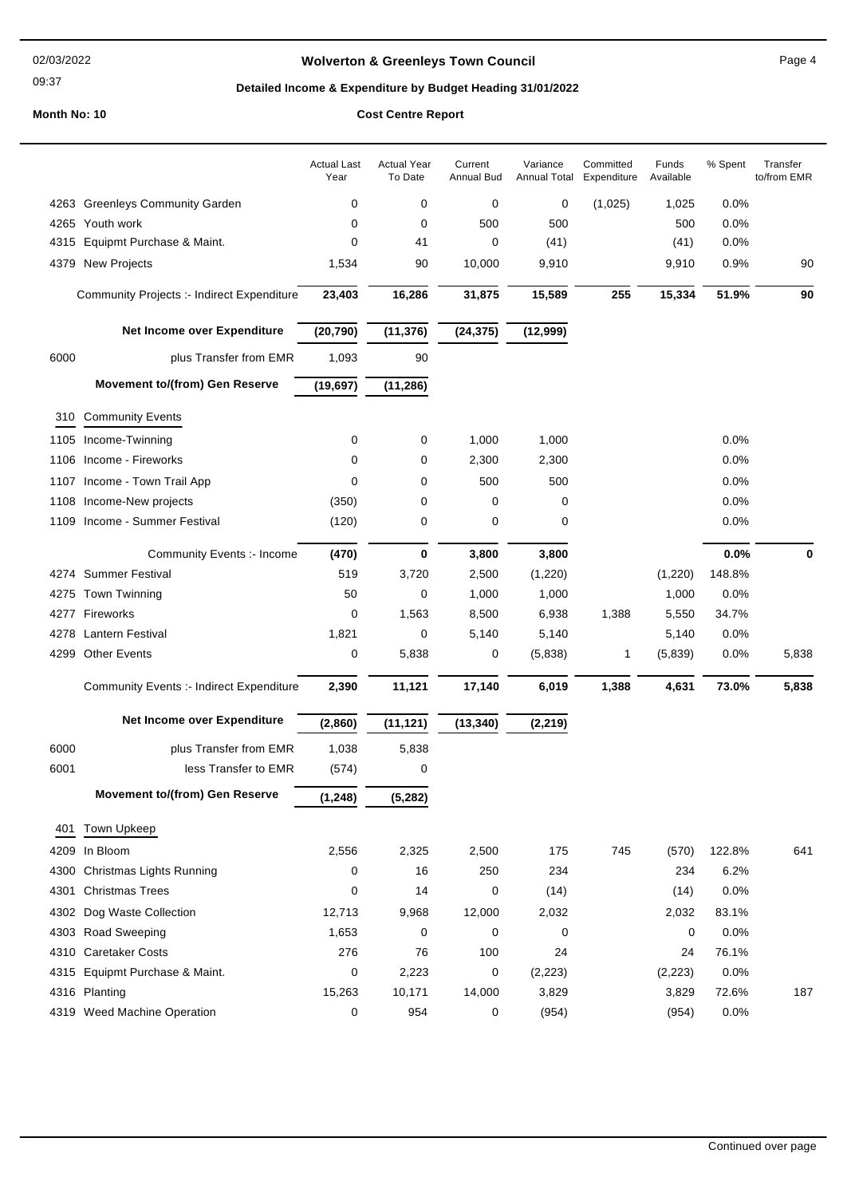**Wolverton & Greenleys Town Council**

**Detailed Income & Expenditure by Budget Heading 31/01/2022**

**Month No: 10** **Cost Centre Report**

| | | Actual Last Year | Actual Year To Date | Current Annual Bud | Variance Annual Total | Committed Expenditure | Funds Available | % Spent | Transfer to/from EMR |
|---|---|---|---|---|---|---|---|---|---|
| 4263 | Greenleys Community Garden | 0 | 0 | 0 | 0 | (1,025) | 1,025 | 0.0% | |
| 4265 | Youth work | 0 | 0 | 500 | 500 | | 500 | 0.0% | |
| 4315 | Equipmt Purchase & Maint. | 0 | 41 | 0 | (41) | | (41) | 0.0% | |
| 4379 | New Projects | 1,534 | 90 | 10,000 | 9,910 | | 9,910 | 0.9% | 90 |
| | **Community Projects :- Indirect Expenditure** | **23,403** | **16,286** | **31,875** | **15,589** | **255** | **15,334** | **51.9%** | **90** |
| | **Net Income over Expenditure** | **(20,790)** | **(11,376)** | **(24,375)** | **(12,999)** | | | | |
| 6000 | plus Transfer from EMR | 1,093 | 90 | | | | | | |
| | **Movement to/(from) Gen Reserve** | **(19,697)** | **(11,286)** | | | | | | |
| 310 | Community Events | | | | | | | | |
| 1105 | Income-Twinning | 0 | 0 | 1,000 | 1,000 | | | 0.0% | |
| 1106 | Income - Fireworks | 0 | 0 | 2,300 | 2,300 | | | 0.0% | |
| 1107 | Income - Town Trail App | 0 | 0 | 500 | 500 | | | 0.0% | |
| 1108 | Income-New projects | (350) | 0 | 0 | 0 | | | 0.0% | |
| 1109 | Income - Summer Festival | (120) | 0 | 0 | 0 | | | 0.0% | |
| | Community Events :- Income | **(470)** | **0** | **3,800** | **3,800** | | | **0.0%** | **0** |
| 4274 | Summer Festival | 519 | 3,720 | 2,500 | (1,220) | | (1,220) | 148.8% | |
| 4275 | Town Twinning | 50 | 0 | 1,000 | 1,000 | | 1,000 | 0.0% | |
| 4277 | Fireworks | 0 | 1,563 | 8,500 | 6,938 | 1,388 | 5,550 | 34.7% | |
| 4278 | Lantern Festival | 1,821 | 0 | 5,140 | 5,140 | | 5,140 | 0.0% | |
| 4299 | Other Events | 0 | 5,838 | 0 | (5,838) | 1 | (5,839) | 0.0% | 5,838 |
| | Community Events :- Indirect Expenditure | **2,390** | **11,121** | **17,140** | **6,019** | **1,388** | **4,631** | **73.0%** | **5,838** |
| | **Net Income over Expenditure** | **(2,860)** | **(11,121)** | **(13,340)** | **(2,219)** | | | | |
| 6000 | plus Transfer from EMR | 1,038 | 5,838 | | | | | | |
| 6001 | less Transfer to EMR | (574) | 0 | | | | | | |
| | **Movement to/(from) Gen Reserve** | **(1,248)** | **(5,282)** | | | | | | |
| 401 | Town Upkeep | | | | | | | | |
| 4209 | In Bloom | 2,556 | 2,325 | 2,500 | 175 | 745 | (570) | 122.8% | 641 |
| 4300 | Christmas Lights Running | 0 | 16 | 250 | 234 | | 234 | 6.2% | |
| 4301 | Christmas Trees | 0 | 14 | 0 | (14) | | (14) | 0.0% | |
| 4302 | Dog Waste Collection | 12,713 | 9,968 | 12,000 | 2,032 | | 2,032 | 83.1% | |
| 4303 | Road Sweeping | 1,653 | 0 | 0 | 0 | | 0 | 0.0% | |
| 4310 | Caretaker Costs | 276 | 76 | 100 | 24 | | 24 | 76.1% | |
| 4315 | Equipmt Purchase & Maint. | 0 | 2,223 | 0 | (2,223) | | (2,223) | 0.0% | |
| 4316 | Planting | 15,263 | 10,171 | 14,000 | 3,829 | | 3,829 | 72.6% | 187 |
| 4319 | Weed Machine Operation | 0 | 954 | 0 | (954) | | (954) | 0.0% | |

Continued over page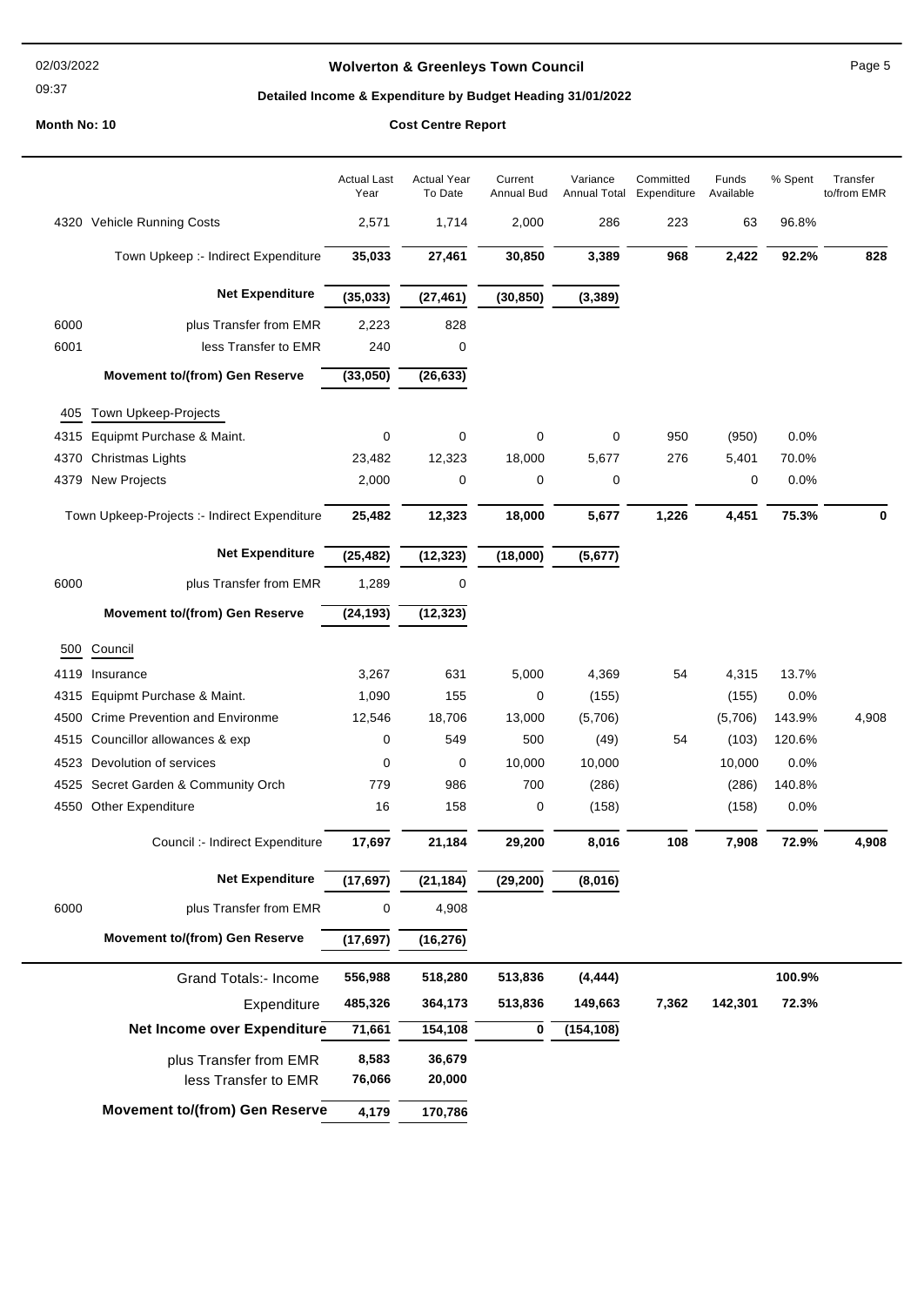02/03/2022
09:37

# Wolverton & Greenleys Town Council

## Detailed Income & Expenditure by Budget Heading 31/01/2022

**Month No: 10** **Cost Centre Report**

| | | Actual Last Year | Actual Year To Date | Current Annual Bud | Variance Annual Total | Committed Expenditure | Funds Available | % Spent | Transfer to/from EMR |
|---|---|---|---|---|---|---|---|---|---|
| 4320 | Vehicle Running Costs | 2,571 | 1,714 | 2,000 | 286 | 223 | 63 | 96.8% | |
| | Town Upkeep :- Indirect Expenditure | **35,033** | **27,461** | **30,850** | **3,389** | **968** | **2,422** | **92.2%** | **828** |
| | **Net Expenditure** | **(35,033)** | **(27,461)** | **(30,850)** | **(3,389)** | | | | |
| 6000 | plus Transfer from EMR | 2,223 | 828 | | | | | | |
| 6001 | less Transfer to EMR | 240 | 0 | | | | | | |
| | **Movement to/(from) Gen Reserve** | **(33,050)** | **(26,633)** | | | | | | |
| 405 | Town Upkeep-Projects | | | | | | | | |
| 4315 | Equipmt Purchase & Maint. | 0 | 0 | 0 | 0 | 950 | (950) | 0.0% | |
| 4370 | Christmas Lights | 23,482 | 12,323 | 18,000 | 5,677 | 276 | 5,401 | 70.0% | |
| 4379 | New Projects | 2,000 | 0 | 0 | 0 | | 0 | 0.0% | |
| | Town Upkeep-Projects :- Indirect Expenditure | **25,482** | **12,323** | **18,000** | **5,677** | **1,226** | **4,451** | **75.3%** | **0** |
| | **Net Expenditure** | **(25,482)** | **(12,323)** | **(18,000)** | **(5,677)** | | | | |
| 6000 | plus Transfer from EMR | 1,289 | 0 | | | | | | |
| | **Movement to/(from) Gen Reserve** | **(24,193)** | **(12,323)** | | | | | | |
| 500 | Council | | | | | | | | |
| 4119 | Insurance | 3,267 | 631 | 5,000 | 4,369 | 54 | 4,315 | 13.7% | |
| 4315 | Equipmt Purchase & Maint. | 1,090 | 155 | 0 | (155) | | (155) | 0.0% | |
| 4500 | Crime Prevention and Environme | 12,546 | 18,706 | 13,000 | (5,706) | | (5,706) | 143.9% | 4,908 |
| 4515 | Councillor allowances & exp | 0 | 549 | 500 | (49) | 54 | (103) | 120.6% | |
| 4523 | Devolution of services | 0 | 0 | 10,000 | 10,000 | | 10,000 | 0.0% | |
| 4525 | Secret Garden & Community Orch | 779 | 986 | 700 | (286) | | (286) | 140.8% | |
| 4550 | Other Expenditure | 16 | 158 | 0 | (158) | | (158) | 0.0% | |
| | Council :- Indirect Expenditure | **17,697** | **21,184** | **29,200** | **8,016** | **108** | **7,908** | **72.9%** | **4,908** |
| | **Net Expenditure** | **(17,697)** | **(21,184)** | **(29,200)** | **(8,016)** | | | | |
| 6000 | plus Transfer from EMR | 0 | 4,908 | | | | | | |
| | **Movement to/(from) Gen Reserve** | **(17,697)** | **(16,276)** | | | | | | |
| | Grand Totals:- Income | **556,988** | **518,280** | **513,836** | **(4,444)** | | | **100.9%** | |
| | Expenditure | **485,326** | **364,173** | **513,836** | **149,663** | **7,362** | **142,301** | **72.3%** | |
| | **Net Income over Expenditure** | **71,661** | **154,108** | **0** | **(154,108)** | | | | |
| | plus Transfer from EMR | **8,583** | **36,679** | | | | | | |
| | less Transfer to EMR | **76,066** | **20,000** | | | | | | |
| | **Movement to/(from) Gen Reserve** | **4,179** | **170,786** | | | | | | |